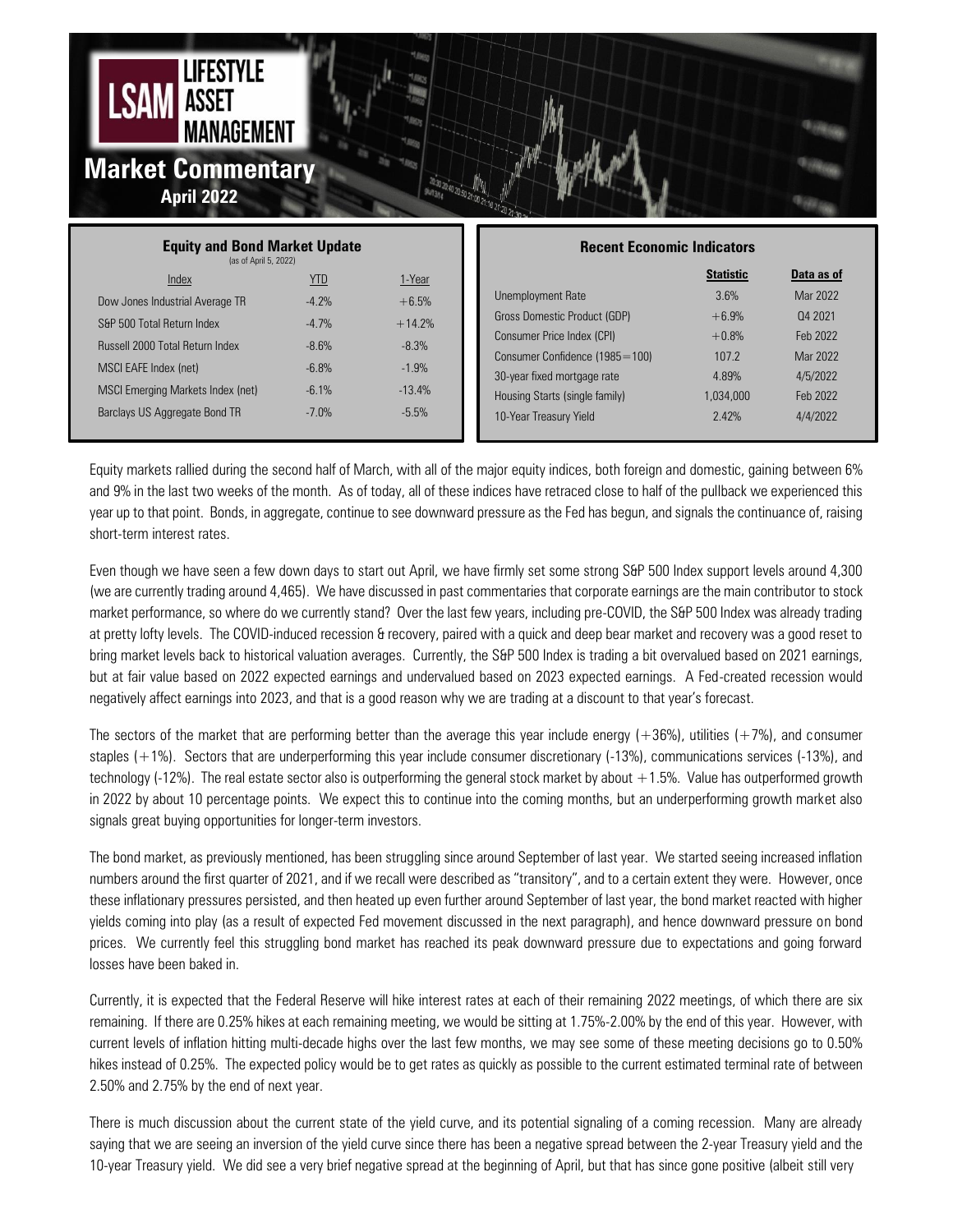# LSAM Lifestyle Asset Management

## Market Commentary

**April 2022**

### Equity and Bond Market Update

(as of April 5, 2022)

| Index | YTD | 1-Year |
|---|---|---|
| Dow Jones Industrial Average TR | -4.2% | +6.5% |
| S&P 500 Total Return Index | -4.7% | +14.2% |
| Russell 2000 Total Return Index | -8.6% | -8.3% |
| MSCI EAFE Index (net) | -6.8% | -1.9% |
| MSCI Emerging Markets Index (net) | -6.1% | -13.4% |
| Barclays US Aggregate Bond TR | -7.0% | -5.5% |

### Recent Economic Indicators

| | Statistic | Data as of |
|---|---|---|
| Unemployment Rate | 3.6% | Mar 2022 |
| Gross Domestic Product (GDP) | +6.9% | Q4 2021 |
| Consumer Price Index (CPI) | +0.8% | Feb 2022 |
| Consumer Confidence (1985=100) | 107.2 | Mar 2022 |
| 30-year fixed mortgage rate | 4.89% | 4/5/2022 |
| Housing Starts (single family) | 1,034,000 | Feb 2022 |
| 10-Year Treasury Yield | 2.42% | 4/4/2022 |

Equity markets rallied during the second half of March, with all of the major equity indices, both foreign and domestic, gaining between 6% and 9% in the last two weeks of the month. As of today, all of these indices have retraced close to half of the pullback we experienced this year up to that point. Bonds, in aggregate, continue to see downward pressure as the Fed has begun, and signals the continuance of, raising short-term interest rates.

Even though we have seen a few down days to start out April, we have firmly set some strong S&P 500 Index support levels around 4,300 (we are currently trading around 4,465). We have discussed in past commentaries that corporate earnings are the main contributor to stock market performance, so where do we currently stand? Over the last few years, including pre-COVID, the S&P 500 Index was already trading at pretty lofty levels. The COVID-induced recession & recovery, paired with a quick and deep bear market and recovery was a good reset to bring market levels back to historical valuation averages. Currently, the S&P 500 Index is trading a bit overvalued based on 2021 earnings, but at fair value based on 2022 expected earnings and undervalued based on 2023 expected earnings. A Fed-created recession would negatively affect earnings into 2023, and that is a good reason why we are trading at a discount to that year's forecast.

The sectors of the market that are performing better than the average this year include energy (+36%), utilities (+7%), and consumer staples (+1%). Sectors that are underperforming this year include consumer discretionary (-13%), communications services (-13%), and technology (-12%). The real estate sector also is outperforming the general stock market by about +1.5%. Value has outperformed growth in 2022 by about 10 percentage points. We expect this to continue into the coming months, but an underperforming growth market also signals great buying opportunities for longer-term investors.

The bond market, as previously mentioned, has been struggling since around September of last year. We started seeing increased inflation numbers around the first quarter of 2021, and if we recall were described as "transitory", and to a certain extent they were. However, once these inflationary pressures persisted, and then heated up even further around September of last year, the bond market reacted with higher yields coming into play (as a result of expected Fed movement discussed in the next paragraph), and hence downward pressure on bond prices. We currently feel this struggling bond market has reached its peak downward pressure due to expectations and going forward losses have been baked in.

Currently, it is expected that the Federal Reserve will hike interest rates at each of their remaining 2022 meetings, of which there are six remaining. If there are 0.25% hikes at each remaining meeting, we would be sitting at 1.75%-2.00% by the end of this year. However, with current levels of inflation hitting multi-decade highs over the last few months, we may see some of these meeting decisions go to 0.50% hikes instead of 0.25%. The expected policy would be to get rates as quickly as possible to the current estimated terminal rate of between 2.50% and 2.75% by the end of next year.

There is much discussion about the current state of the yield curve, and its potential signaling of a coming recession. Many are already saying that we are seeing an inversion of the yield curve since there has been a negative spread between the 2-year Treasury yield and the 10-year Treasury yield. We did see a very brief negative spread at the beginning of April, but that has since gone positive (albeit still very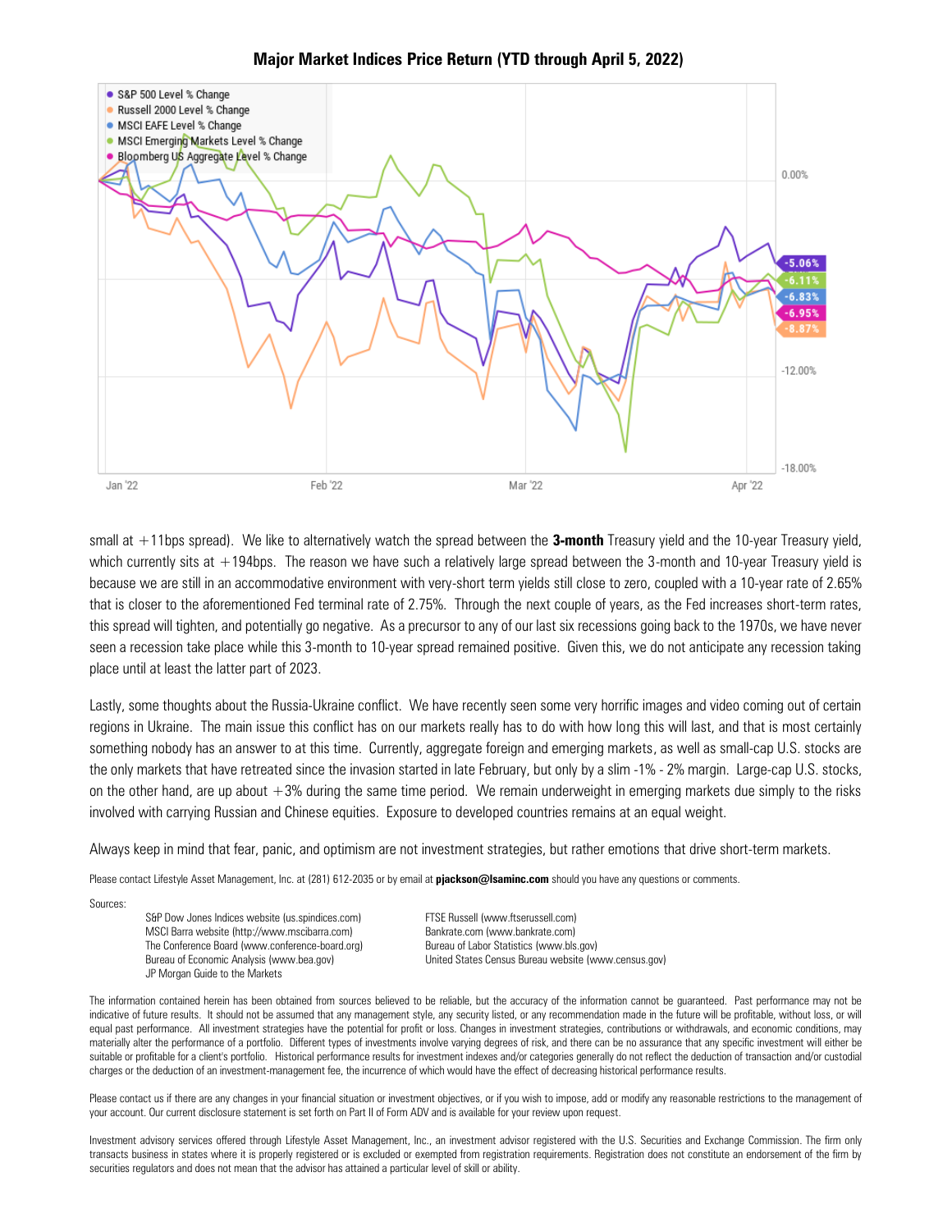**Major Market Indices Price Return (YTD through April 5, 2022)**

S&P 500 Level % Change
Russell 2000 Level % Change
MSCI EAFE Level % Change
MSCI Emerging Markets Level % Change
Bloomberg US Aggregate Level % Change

0.00%
-12.00%
-18.00%

-5.06%
-6.11%
-6.83%
-6.95%
-8.87%

Jan '22
Feb '22
Mar '22
Apr '22

small at +11bps spread). We like to alternatively watch the spread between the **3-month** Treasury yield and the 10-year Treasury yield, which currently sits at +194bps. The reason we have such a relatively large spread between the 3-month and 10-year Treasury yield is because we are still in an accommodative environment with very-short term yields still close to zero, coupled with a 10-year rate of 2.65% that is closer to the aforementioned Fed terminal rate of 2.75%. Through the next couple of years, as the Fed increases short-term rates, this spread will tighten, and potentially go negative. As a precursor to any of our last six recessions going back to the 1970s, we have never seen a recession take place while this 3-month to 10-year spread remained positive. Given this, we do not anticipate any recession taking place until at least the latter part of 2023.

Lastly, some thoughts about the Russia-Ukraine conflict. We have recently seen some very horrific images and video coming out of certain regions in Ukraine. The main issue this conflict has on our markets really has to do with how long this will last, and that is most certainly something nobody has an answer to at this time. Currently, aggregate foreign and emerging markets, as well as small-cap U.S. stocks are the only markets that have retreated since the invasion started in late February, but only by a slim -1% - 2% margin. Large-cap U.S. stocks, on the other hand, are up about +3% during the same time period. We remain underweight in emerging markets due simply to the risks involved with carrying Russian and Chinese equities. Exposure to developed countries remains at an equal weight.

Always keep in mind that fear, panic, and optimism are not investment strategies, but rather emotions that drive short-term markets.

Please contact Lifestyle Asset Management, Inc. at (281) 612-2035 or by email at **pjackson@lsaminc.com** should you have any questions or comments.

Sources:

S&P Dow Jones Indices website (us.spindices.com)
MSCI Barra website (http://www.mscibarra.com)
The Conference Board (www.conference-board.org)
Bureau of Economic Analysis (www.bea.gov)
JP Morgan Guide to the Markets
FTSE Russell (www.ftserussell.com)
Bankrate.com (www.bankrate.com)
Bureau of Labor Statistics (www.bls.gov)
United States Census Bureau website (www.census.gov)

The information contained herein has been obtained from sources believed to be reliable, but the accuracy of the information cannot be guaranteed. Past performance may not be indicative of future results. It should not be assumed that any management style, any security listed, or any recommendation made in the future will be profitable, without loss, or will equal past performance. All investment strategies have the potential for profit or loss. Changes in investment strategies, contributions or withdrawals, and economic conditions, may materially alter the performance of a portfolio. Different types of investments involve varying degrees of risk, and there can be no assurance that any specific investment will either be suitable or profitable for a client's portfolio. Historical performance results for investment indexes and/or categories generally do not reflect the deduction of transaction and/or custodial charges or the deduction of an investment-management fee, the incurrence of which would have the effect of decreasing historical performance results.

Please contact us if there are any changes in your financial situation or investment objectives, or if you wish to impose, add or modify any reasonable restrictions to the management of your account. Our current disclosure statement is set forth on Part II of Form ADV and is available for your review upon request.

Investment advisory services offered through Lifestyle Asset Management, Inc., an investment advisor registered with the U.S. Securities and Exchange Commission. The firm only transacts business in states where it is properly registered or is excluded or exempted from registration requirements. Registration does not constitute an endorsement of the firm by securities regulators and does not mean that the advisor has attained a particular level of skill or ability.